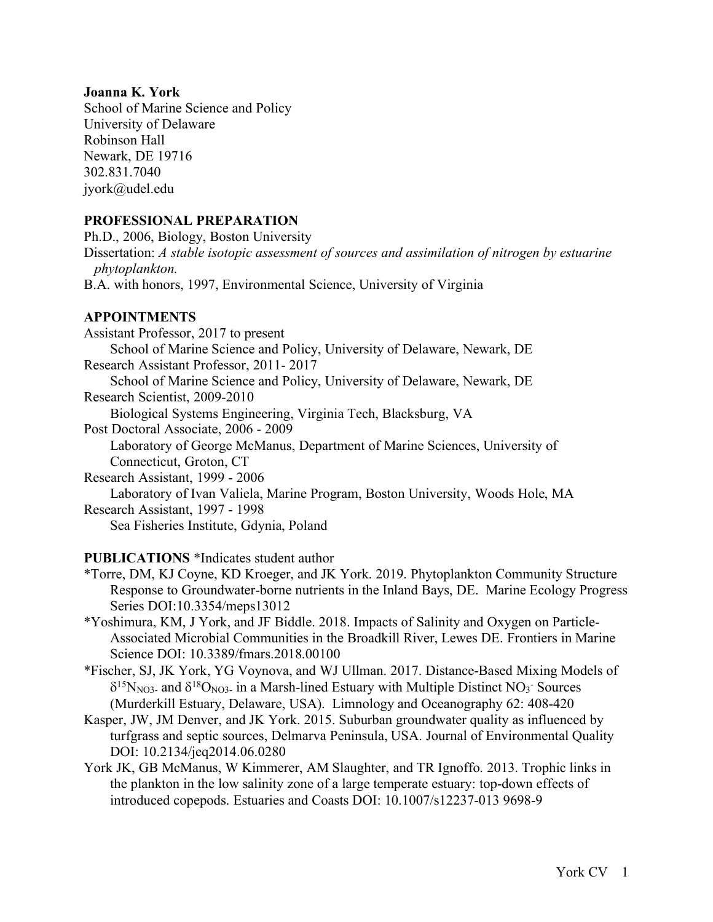**Joanna K. York**
School of Marine Science and Policy
University of Delaware
Robinson Hall
Newark, DE 19716
302.831.7040
jyork@udel.edu

## PROFESSIONAL PREPARATION

Ph.D., 2006, Biology, Boston University

Dissertation: *A stable isotopic assessment of sources and assimilation of nitrogen by estuarine phytoplankton.*

B.A. with honors, 1997, Environmental Science, University of Virginia

## APPOINTMENTS

Assistant Professor, 2017 to present
School of Marine Science and Policy, University of Delaware, Newark, DE

Research Assistant Professor, 2011- 2017
School of Marine Science and Policy, University of Delaware, Newark, DE

Research Scientist, 2009-2010
Biological Systems Engineering, Virginia Tech, Blacksburg, VA

Post Doctoral Associate, 2006 - 2009
Laboratory of George McManus, Department of Marine Sciences, University of Connecticut, Groton, CT

Research Assistant, 1999 - 2006
Laboratory of Ivan Valiela, Marine Program, Boston University, Woods Hole, MA

Research Assistant, 1997 - 1998
Sea Fisheries Institute, Gdynia, Poland

## PUBLICATIONS *Indicates student author

*Torre, DM, KJ Coyne, KD Kroeger, and JK York. 2019. Phytoplankton Community Structure Response to Groundwater-borne nutrients in the Inland Bays, DE. Marine Ecology Progress Series DOI:10.3354/meps13012

*Yoshimura, KM, J York, and JF Biddle. 2018. Impacts of Salinity and Oxygen on Particle-Associated Microbial Communities in the Broadkill River, Lewes DE. Frontiers in Marine Science DOI: 10.3389/fmars.2018.00100

*Fischer, SJ, JK York, YG Voynova, and WJ Ullman. 2017. Distance-Based Mixing Models of $\delta^{15}N_{NO_3^-}$ and $\delta^{18}O_{NO_3^-}$ in a Marsh-lined Estuary with Multiple Distinct $NO_3^-$ Sources (Murderkill Estuary, Delaware, USA). Limnology and Oceanography 62: 408-420

Kasper, JW, JM Denver, and JK York. 2015. Suburban groundwater quality as influenced by turfgrass and septic sources, Delmarva Peninsula, USA. Journal of Environmental Quality DOI: 10.2134/jeq2014.06.0280

York JK, GB McManus, W Kimmerer, AM Slaughter, and TR Ignoffo. 2013. Trophic links in the plankton in the low salinity zone of a large temperate estuary: top-down effects of introduced copepods. Estuaries and Coasts DOI: 10.1007/s12237-013 9698-9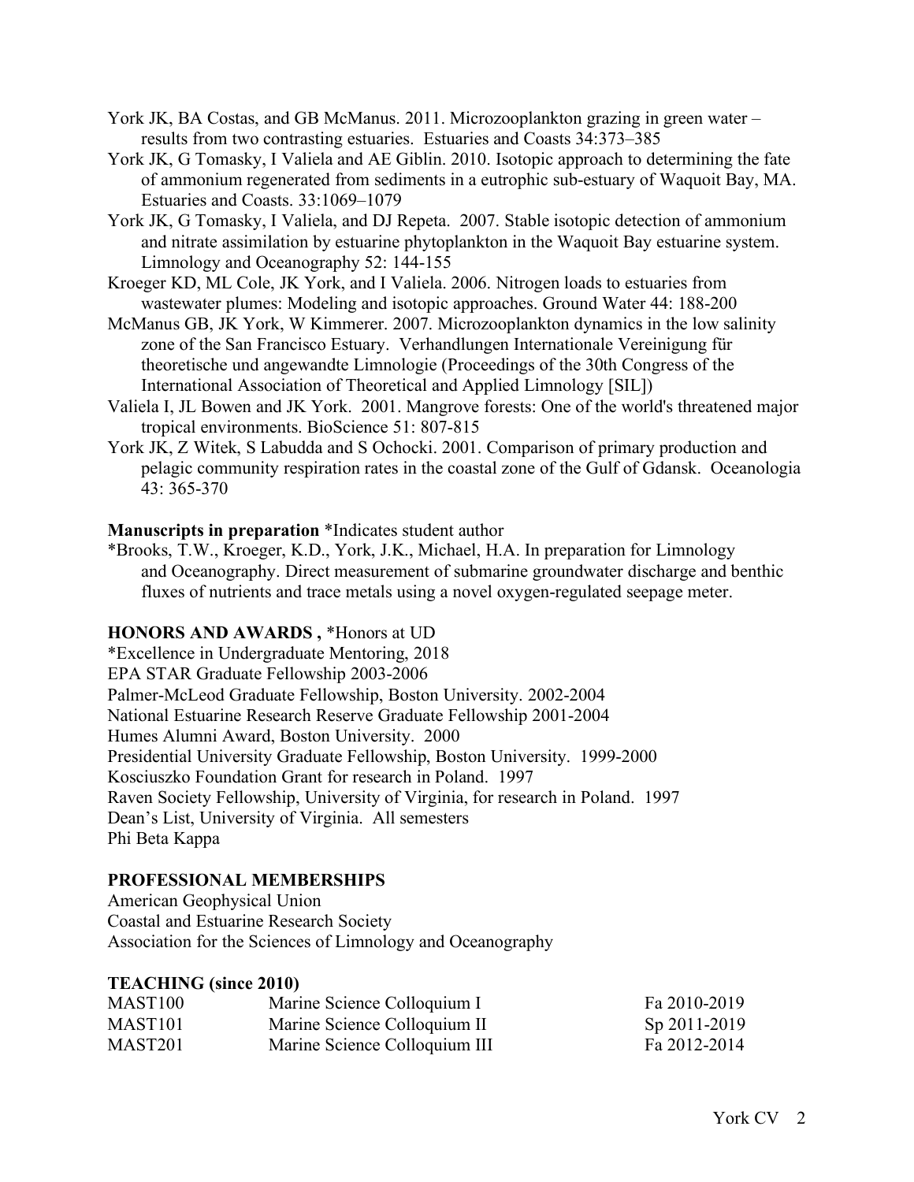York JK, BA Costas, and GB McManus. 2011. Microzooplankton grazing in green water – results from two contrasting estuaries. Estuaries and Coasts 34:373–385

York JK, G Tomasky, I Valiela and AE Giblin. 2010. Isotopic approach to determining the fate of ammonium regenerated from sediments in a eutrophic sub-estuary of Waquoit Bay, MA. Estuaries and Coasts. 33:1069–1079

York JK, G Tomasky, I Valiela, and DJ Repeta. 2007. Stable isotopic detection of ammonium and nitrate assimilation by estuarine phytoplankton in the Waquoit Bay estuarine system. Limnology and Oceanography 52: 144-155

Kroeger KD, ML Cole, JK York, and I Valiela. 2006. Nitrogen loads to estuaries from wastewater plumes: Modeling and isotopic approaches. Ground Water 44: 188-200

McManus GB, JK York, W Kimmerer. 2007. Microzooplankton dynamics in the low salinity zone of the San Francisco Estuary. Verhandlungen Internationale Vereinigung für theoretische und angewandte Limnologie (Proceedings of the 30th Congress of the International Association of Theoretical and Applied Limnology [SIL])

Valiela I, JL Bowen and JK York. 2001. Mangrove forests: One of the world's threatened major tropical environments. BioScience 51: 807-815

York JK, Z Witek, S Labudda and S Ochocki. 2001. Comparison of primary production and pelagic community respiration rates in the coastal zone of the Gulf of Gdansk. Oceanologia 43: 365-370

**Manuscripts in preparation** *Indicates student author

*Brooks, T.W., Kroeger, K.D., York, J.K., Michael, H.A. In preparation for Limnology and Oceanography. Direct measurement of submarine groundwater discharge and benthic fluxes of nutrients and trace metals using a novel oxygen-regulated seepage meter.

**HONORS AND AWARDS ,** *Honors at UD

*Excellence in Undergraduate Mentoring, 2018
EPA STAR Graduate Fellowship 2003-2006
Palmer-McLeod Graduate Fellowship, Boston University. 2002-2004
National Estuarine Research Reserve Graduate Fellowship 2001-2004
Humes Alumni Award, Boston University. 2000
Presidential University Graduate Fellowship, Boston University. 1999-2000
Kosciuszko Foundation Grant for research in Poland. 1997
Raven Society Fellowship, University of Virginia, for research in Poland. 1997
Dean's List, University of Virginia. All semesters
Phi Beta Kappa

**PROFESSIONAL MEMBERSHIPS**

American Geophysical Union
Coastal and Estuarine Research Society
Association for the Sciences of Limnology and Oceanography

**TEACHING (since 2010)**

| | | |
|---|---|---|
| MAST100 | Marine Science Colloquium I | Fa 2010-2019 |
| MAST101 | Marine Science Colloquium II | Sp 2011-2019 |
| MAST201 | Marine Science Colloquium III | Fa 2012-2014 |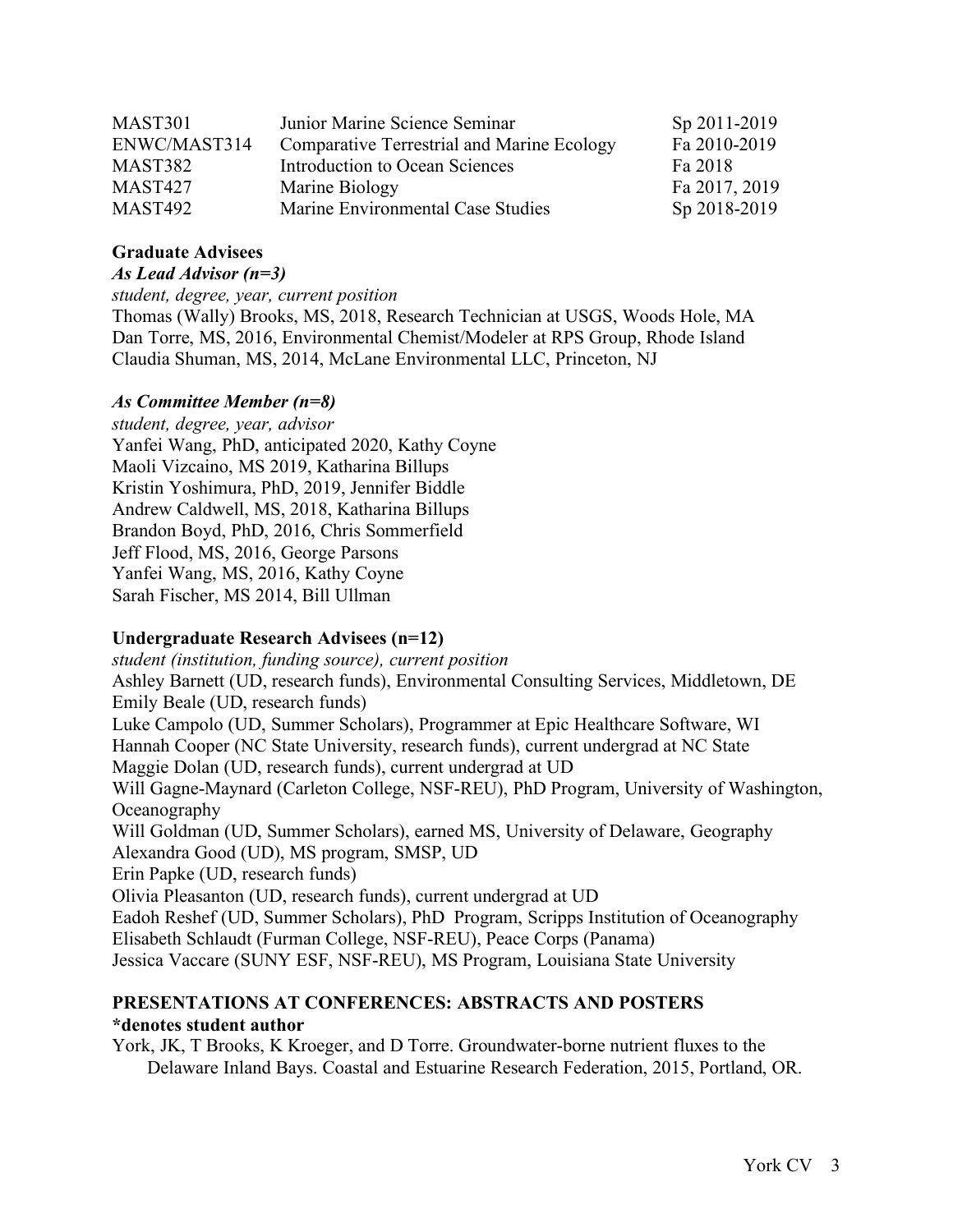| | | |
|---|---|---|
| MAST301 | Junior Marine Science Seminar | Sp 2011-2019 |
| ENWC/MAST314 | Comparative Terrestrial and Marine Ecology | Fa 2010-2019 |
| MAST382 | Introduction to Ocean Sciences | Fa 2018 |
| MAST427 | Marine Biology | Fa 2017, 2019 |
| MAST492 | Marine Environmental Case Studies | Sp 2018-2019 |

**Graduate Advisees**

***As Lead Advisor (n=3)***

*student, degree, year, current position*

Thomas (Wally) Brooks, MS, 2018, Research Technician at USGS, Woods Hole, MA
Dan Torre, MS, 2016, Environmental Chemist/Modeler at RPS Group, Rhode Island
Claudia Shuman, MS, 2014, McLane Environmental LLC, Princeton, NJ

***As Committee Member (n=8)***

*student, degree, year, advisor*

Yanfei Wang, PhD, anticipated 2020, Kathy Coyne
Maoli Vizcaino, MS 2019, Katharina Billups
Kristin Yoshimura, PhD, 2019, Jennifer Biddle
Andrew Caldwell, MS, 2018, Katharina Billups
Brandon Boyd, PhD, 2016, Chris Sommerfield
Jeff Flood, MS, 2016, George Parsons
Yanfei Wang, MS, 2016, Kathy Coyne
Sarah Fischer, MS 2014, Bill Ullman

**Undergraduate Research Advisees (n=12)**

*student (institution, funding source), current position*

Ashley Barnett (UD, research funds), Environmental Consulting Services, Middletown, DE
Emily Beale (UD, research funds)
Luke Campolo (UD, Summer Scholars), Programmer at Epic Healthcare Software, WI
Hannah Cooper (NC State University, research funds), current undergrad at NC State
Maggie Dolan (UD, research funds), current undergrad at UD
Will Gagne-Maynard (Carleton College, NSF-REU), PhD Program, University of Washington, Oceanography
Will Goldman (UD, Summer Scholars), earned MS, University of Delaware, Geography
Alexandra Good (UD), MS program, SMSP, UD
Erin Papke (UD, research funds)
Olivia Pleasanton (UD, research funds), current undergrad at UD
Eadoh Reshef (UD, Summer Scholars), PhD Program, Scripps Institution of Oceanography
Elisabeth Schlaudt (Furman College, NSF-REU), Peace Corps (Panama)
Jessica Vaccare (SUNY ESF, NSF-REU), MS Program, Louisiana State University

## PRESENTATIONS AT CONFERENCES: ABSTRACTS AND POSTERS

**\*denotes student author**

York, JK, T Brooks, K Kroeger, and D Torre. Groundwater-borne nutrient fluxes to the Delaware Inland Bays. Coastal and Estuarine Research Federation, 2015, Portland, OR.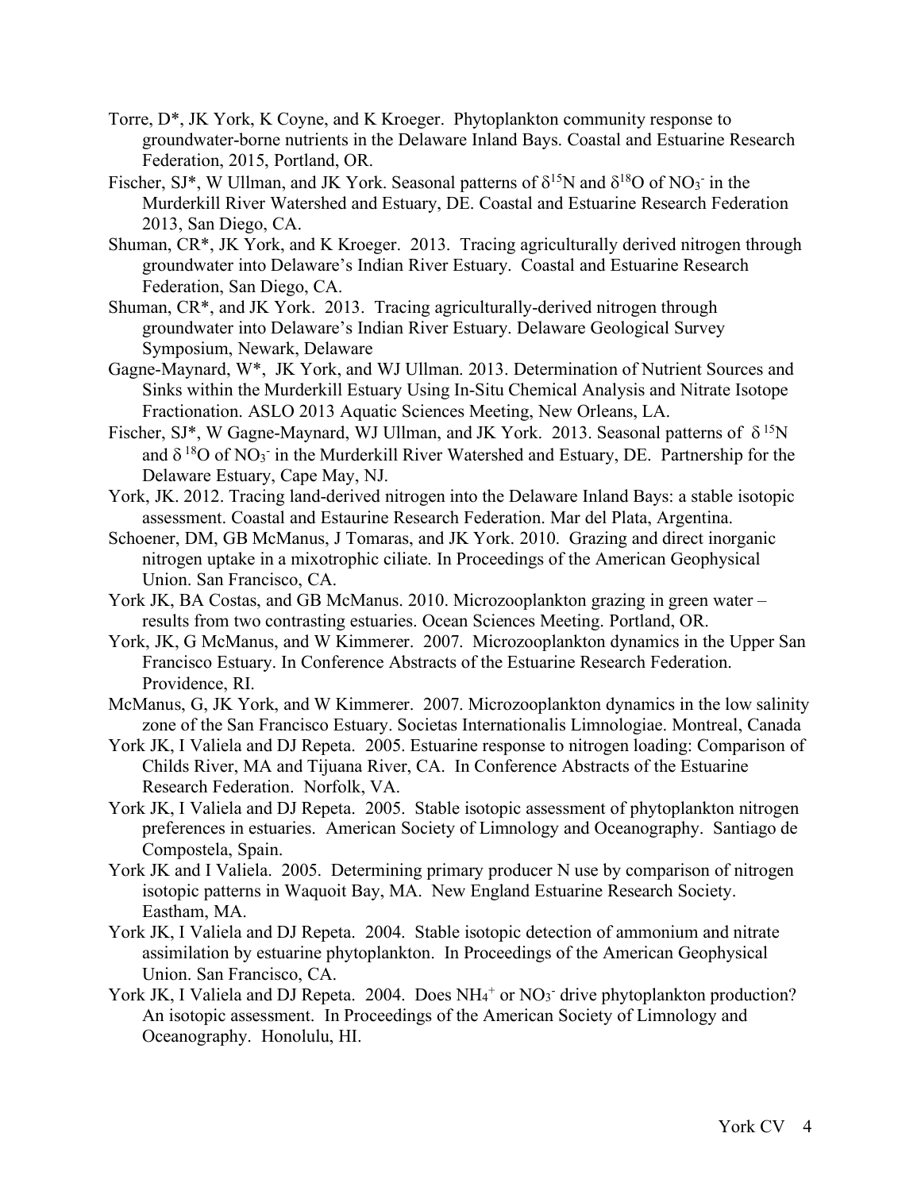- Torre, D*, JK York, K Coyne, and K Kroeger. Phytoplankton community response to groundwater-borne nutrients in the Delaware Inland Bays. Coastal and Estuarine Research Federation, 2015, Portland, OR.
- Fischer, SJ*, W Ullman, and JK York. Seasonal patterns of $\delta^{15}N$ and $\delta^{18}O$ of $NO_3^-$ in the Murderkill River Watershed and Estuary, DE. Coastal and Estuarine Research Federation 2013, San Diego, CA.
- Shuman, CR*, JK York, and K Kroeger. 2013. Tracing agriculturally derived nitrogen through groundwater into Delaware's Indian River Estuary. Coastal and Estuarine Research Federation, San Diego, CA.
- Shuman, CR*, and JK York. 2013. Tracing agriculturally-derived nitrogen through groundwater into Delaware's Indian River Estuary. Delaware Geological Survey Symposium, Newark, Delaware
- Gagne-Maynard, W*, JK York, and WJ Ullman. 2013. Determination of Nutrient Sources and Sinks within the Murderkill Estuary Using In-Situ Chemical Analysis and Nitrate Isotope Fractionation. ASLO 2013 Aquatic Sciences Meeting, New Orleans, LA.
- Fischer, SJ*, W Gagne-Maynard, WJ Ullman, and JK York. 2013. Seasonal patterns of $\delta^{15}N$ and $\delta^{18}O$ of $NO_3^-$ in the Murderkill River Watershed and Estuary, DE. Partnership for the Delaware Estuary, Cape May, NJ.
- York, JK. 2012. Tracing land-derived nitrogen into the Delaware Inland Bays: a stable isotopic assessment. Coastal and Estaurine Research Federation. Mar del Plata, Argentina.
- Schoener, DM, GB McManus, J Tomaras, and JK York. 2010. Grazing and direct inorganic nitrogen uptake in a mixotrophic ciliate. In Proceedings of the American Geophysical Union. San Francisco, CA.
- York JK, BA Costas, and GB McManus. 2010. Microzooplankton grazing in green water – results from two contrasting estuaries. Ocean Sciences Meeting. Portland, OR.
- York, JK, G McManus, and W Kimmerer. 2007. Microzooplankton dynamics in the Upper San Francisco Estuary. In Conference Abstracts of the Estuarine Research Federation. Providence, RI.
- McManus, G, JK York, and W Kimmerer. 2007. Microzooplankton dynamics in the low salinity zone of the San Francisco Estuary. Societas Internationalis Limnologiae. Montreal, Canada
- York JK, I Valiela and DJ Repeta. 2005. Estuarine response to nitrogen loading: Comparison of Childs River, MA and Tijuana River, CA. In Conference Abstracts of the Estuarine Research Federation. Norfolk, VA.
- York JK, I Valiela and DJ Repeta. 2005. Stable isotopic assessment of phytoplankton nitrogen preferences in estuaries. American Society of Limnology and Oceanography. Santiago de Compostela, Spain.
- York JK and I Valiela. 2005. Determining primary producer N use by comparison of nitrogen isotopic patterns in Waquoit Bay, MA. New England Estuarine Research Society. Eastham, MA.
- York JK, I Valiela and DJ Repeta. 2004. Stable isotopic detection of ammonium and nitrate assimilation by estuarine phytoplankton. In Proceedings of the American Geophysical Union. San Francisco, CA.
- York JK, I Valiela and DJ Repeta. 2004. Does $NH_4^+$ or $NO_3^-$ drive phytoplankton production? An isotopic assessment. In Proceedings of the American Society of Limnology and Oceanography. Honolulu, HI.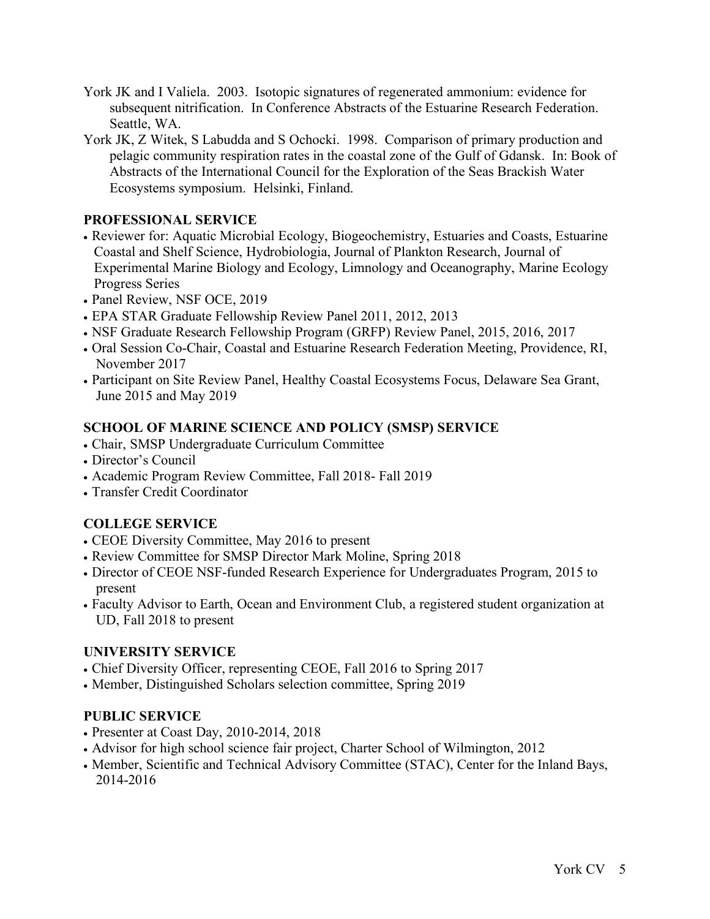York JK and I Valiela. 2003. Isotopic signatures of regenerated ammonium: evidence for subsequent nitrification. In Conference Abstracts of the Estuarine Research Federation. Seattle, WA.

York JK, Z Witek, S Labudda and S Ochocki. 1998. Comparison of primary production and pelagic community respiration rates in the coastal zone of the Gulf of Gdansk. In: Book of Abstracts of the International Council for the Exploration of the Seas Brackish Water Ecosystems symposium. Helsinki, Finland.

## PROFESSIONAL SERVICE

- Reviewer for: Aquatic Microbial Ecology, Biogeochemistry, Estuaries and Coasts, Estuarine Coastal and Shelf Science, Hydrobiologia, Journal of Plankton Research, Journal of Experimental Marine Biology and Ecology, Limnology and Oceanography, Marine Ecology Progress Series
- Panel Review, NSF OCE, 2019
- EPA STAR Graduate Fellowship Review Panel 2011, 2012, 2013
- NSF Graduate Research Fellowship Program (GRFP) Review Panel, 2015, 2016, 2017
- Oral Session Co-Chair, Coastal and Estuarine Research Federation Meeting, Providence, RI, November 2017
- Participant on Site Review Panel, Healthy Coastal Ecosystems Focus, Delaware Sea Grant, June 2015 and May 2019

## SCHOOL OF MARINE SCIENCE AND POLICY (SMSP) SERVICE

- Chair, SMSP Undergraduate Curriculum Committee
- Director's Council
- Academic Program Review Committee, Fall 2018- Fall 2019
- Transfer Credit Coordinator

## COLLEGE SERVICE

- CEOE Diversity Committee, May 2016 to present
- Review Committee for SMSP Director Mark Moline, Spring 2018
- Director of CEOE NSF-funded Research Experience for Undergraduates Program, 2015 to present
- Faculty Advisor to Earth, Ocean and Environment Club, a registered student organization at UD, Fall 2018 to present

## UNIVERSITY SERVICE

- Chief Diversity Officer, representing CEOE, Fall 2016 to Spring 2017
- Member, Distinguished Scholars selection committee, Spring 2019

## PUBLIC SERVICE

- Presenter at Coast Day, 2010-2014, 2018
- Advisor for high school science fair project, Charter School of Wilmington, 2012
- Member, Scientific and Technical Advisory Committee (STAC), Center for the Inland Bays, 2014-2016